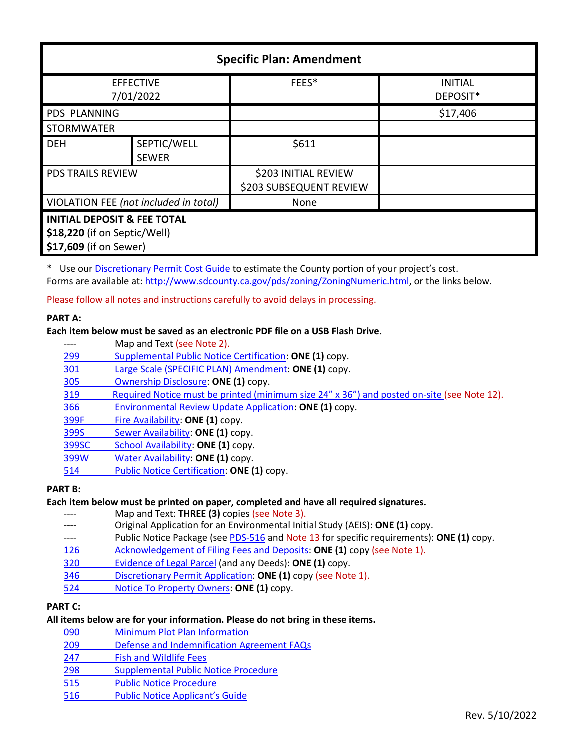| Specific Plan: Amendment | | | |
|---|---|---|---|
| EFFECTIVE 7/01/2022 | | FEES* | INITIAL DEPOSIT* |
| PDS PLANNING | | | $17,406 |
| STORMWATER | | | |
| DEH | SEPTIC/WELL | $611 | |
| | SEWER | | |
| PDS TRAILS REVIEW | | $203 INITIAL REVIEW<br>$203 SUBSEQUENT REVIEW | |
| VIOLATION FEE *(not included in total)* | | None | |
| **INITIAL DEPOSIT & FEE TOTAL**<br>**$18,220** (if on Septic/Well)<br>**$17,609** (if on Sewer) | | | |

\* Use our Discretionary Permit Cost Guide to estimate the County portion of your project's cost.
Forms are available at: http://www.sdcounty.ca.gov/pds/zoning/ZoningNumeric.html, or the links below.

Please follow all notes and instructions carefully to avoid delays in processing.

**PART A:**

**Each item below must be saved as an electronic PDF file on a USB Flash Drive.**

- ---- Map and Text (see Note 2).
- 299 Supplemental Public Notice Certification: **ONE (1)** copy.
- 301 Large Scale (SPECIFIC PLAN) Amendment: **ONE (1)** copy.
- 305 Ownership Disclosure: **ONE (1)** copy.
- 319 Required Notice must be printed (minimum size 24" x 36") and posted on-site (see Note 12).
- 366 Environmental Review Update Application: **ONE (1)** copy.
- 399F Fire Availability: **ONE (1)** copy.
- 399S Sewer Availability: **ONE (1)** copy.
- 399SC School Availability: **ONE (1)** copy.
- 399W Water Availability: **ONE (1)** copy.
- 514 Public Notice Certification: **ONE (1)** copy.

**PART B:**

**Each item below must be printed on paper, completed and have all required signatures.**

- ---- Map and Text: **THREE (3)** copies (see Note 3).
- ---- Original Application for an Environmental Initial Study (AEIS): **ONE (1)** copy.
- ---- Public Notice Package (see PDS-516 and Note 13 for specific requirements): **ONE (1)** copy.
- 126 Acknowledgement of Filing Fees and Deposits: **ONE (1)** copy (see Note 1).
- 320 Evidence of Legal Parcel (and any Deeds): **ONE (1)** copy.
- 346 Discretionary Permit Application: **ONE (1)** copy (see Note 1).
- 524 Notice To Property Owners: **ONE (1)** copy.

**PART C:**

**All items below are for your information. Please do not bring in these items.**

- 090 Minimum Plot Plan Information
- 209 Defense and Indemnification Agreement FAQs
- 247 Fish and Wildlife Fees
- 298 Supplemental Public Notice Procedure
- 515 Public Notice Procedure
- 516 Public Notice Applicant's Guide

Rev. 5/10/2022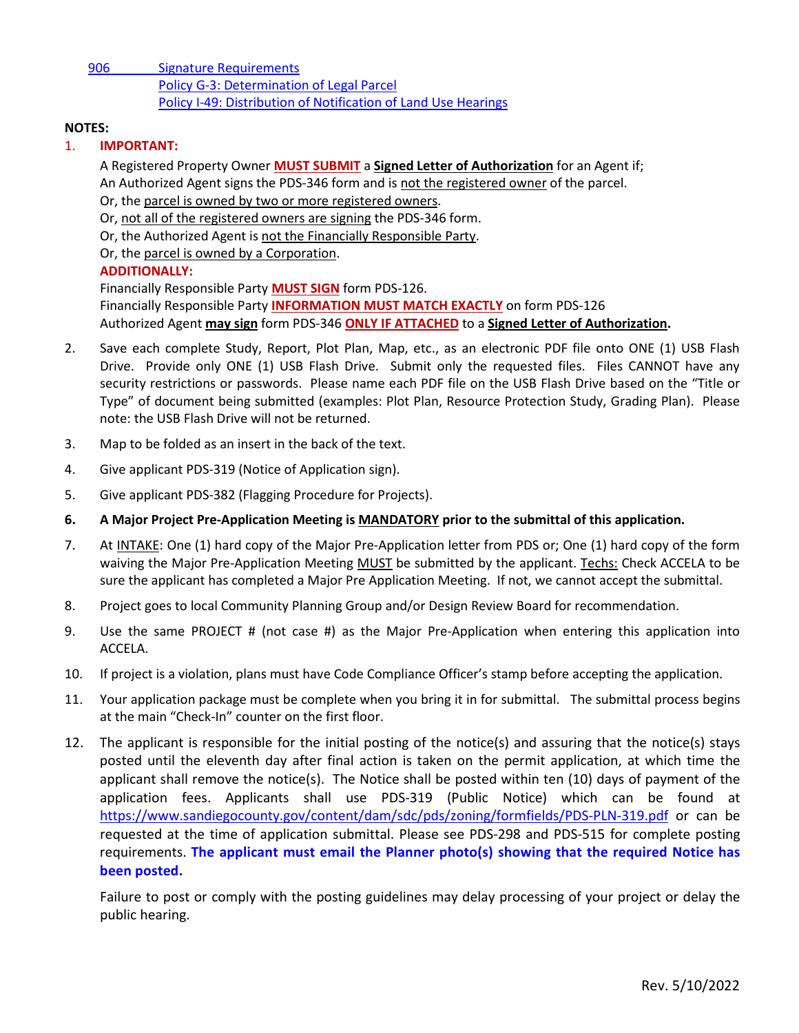[906](#) [Signature Requirements](#)
[Policy G-3: Determination of Legal Parcel](#)
[Policy I-49: Distribution of Notification of Land Use Hearings](#)

**NOTES:**

1. **IMPORTANT:**

   A Registered Property Owner **MUST SUBMIT** a **Signed Letter of Authorization** for an Agent if;
   An Authorized Agent signs the PDS-346 form and is not the registered owner of the parcel.
   Or, the parcel is owned by two or more registered owners.
   Or, not all of the registered owners are signing the PDS-346 form.
   Or, the Authorized Agent is not the Financially Responsible Party.
   Or, the parcel is owned by a Corporation.

   **ADDITIONALLY:**
   Financially Responsible Party **MUST SIGN** form PDS-126.
   Financially Responsible Party **INFORMATION MUST MATCH EXACTLY** on form PDS-126
   Authorized Agent **may sign** form PDS-346 **ONLY IF ATTACHED** to a **Signed Letter of Authorization.**

2. Save each complete Study, Report, Plot Plan, Map, etc., as an electronic PDF file onto ONE (1) USB Flash Drive. Provide only ONE (1) USB Flash Drive. Submit only the requested files. Files CANNOT have any security restrictions or passwords. Please name each PDF file on the USB Flash Drive based on the "Title or Type" of document being submitted (examples: Plot Plan, Resource Protection Study, Grading Plan). Please note: the USB Flash Drive will not be returned.

3. Map to be folded as an insert in the back of the text.

4. Give applicant PDS-319 (Notice of Application sign).

5. Give applicant PDS-382 (Flagging Procedure for Projects).

6. **A Major Project Pre-Application Meeting is MANDATORY prior to the submittal of this application.**

7. At INTAKE: One (1) hard copy of the Major Pre-Application letter from PDS or; One (1) hard copy of the form waiving the Major Pre-Application Meeting MUST be submitted by the applicant. Techs: Check ACCELA to be sure the applicant has completed a Major Pre Application Meeting. If not, we cannot accept the submittal.

8. Project goes to local Community Planning Group and/or Design Review Board for recommendation.

9. Use the same PROJECT # (not case #) as the Major Pre-Application when entering this application into ACCELA.

10. If project is a violation, plans must have Code Compliance Officer's stamp before accepting the application.

11. Your application package must be complete when you bring it in for submittal. The submittal process begins at the main "Check-In" counter on the first floor.

12. The applicant is responsible for the initial posting of the notice(s) and assuring that the notice(s) stays posted until the eleventh day after final action is taken on the permit application, at which time the applicant shall remove the notice(s). The Notice shall be posted within ten (10) days of payment of the application fees. Applicants shall use PDS-319 (Public Notice) which can be found at [https://www.sandiegocounty.gov/content/dam/sdc/pds/zoning/formfields/PDS-PLN-319.pdf](https://www.sandiegocounty.gov/content/dam/sdc/pds/zoning/formfields/PDS-PLN-319.pdf) or can be requested at the time of application submittal. Please see PDS-298 and PDS-515 for complete posting requirements. **The applicant must email the Planner photo(s) showing that the required Notice has been posted.**

    Failure to post or comply with the posting guidelines may delay processing of your project or delay the public hearing.

Rev. 5/10/2022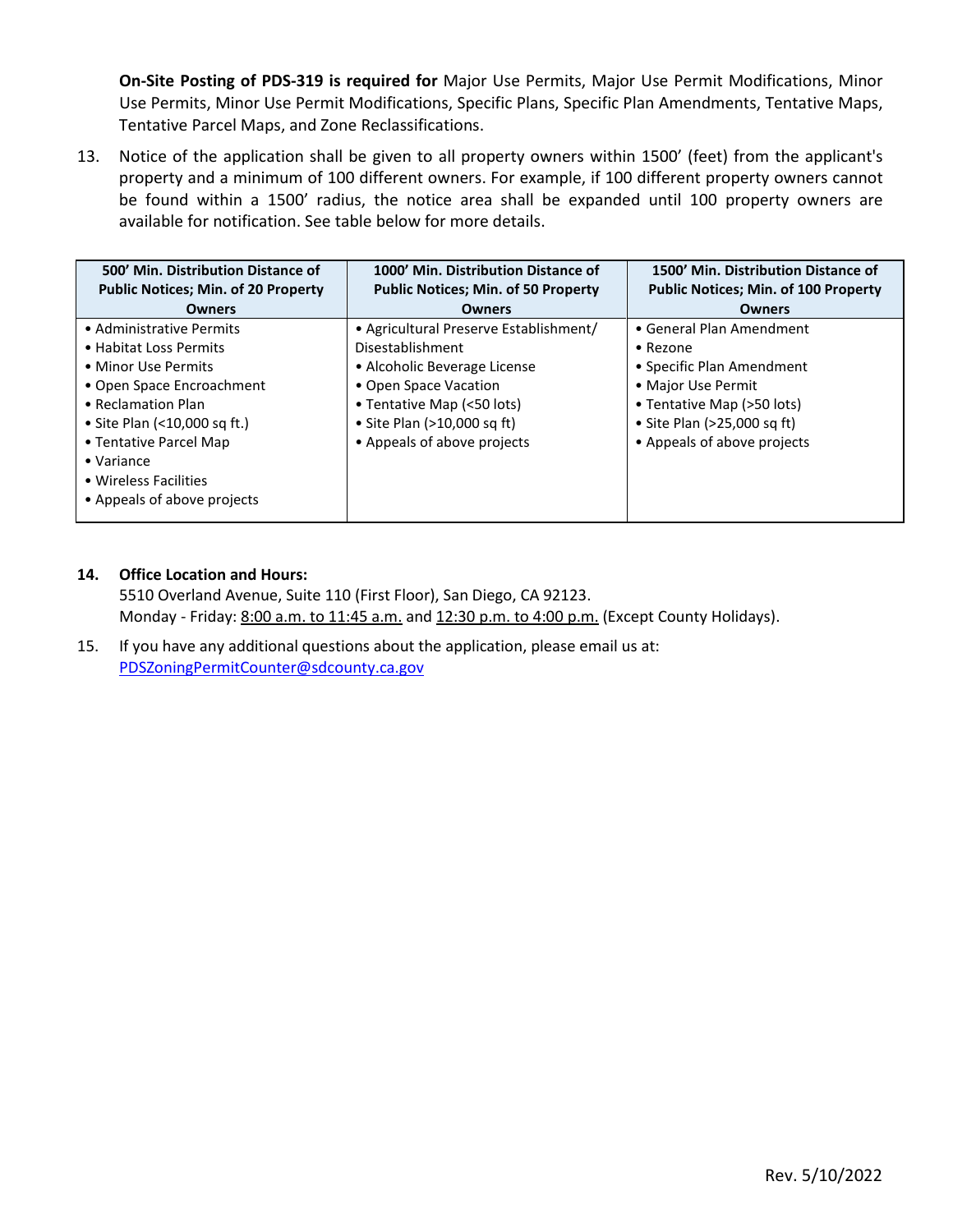**On-Site Posting of PDS-319 is required for** Major Use Permits, Major Use Permit Modifications, Minor Use Permits, Minor Use Permit Modifications, Specific Plans, Specific Plan Amendments, Tentative Maps, Tentative Parcel Maps, and Zone Reclassifications.

13. Notice of the application shall be given to all property owners within 1500' (feet) from the applicant's property and a minimum of 100 different owners. For example, if 100 different property owners cannot be found within a 1500' radius, the notice area shall be expanded until 100 property owners are available for notification. See table below for more details.

| 500' Min. Distribution Distance of Public Notices; Min. of 20 Property Owners | 1000' Min. Distribution Distance of Public Notices; Min. of 50 Property Owners | 1500' Min. Distribution Distance of Public Notices; Min. of 100 Property Owners |
|---|---|---|
| • Administrative Permits<br>• Habitat Loss Permits<br>• Minor Use Permits<br>• Open Space Encroachment<br>• Reclamation Plan<br>• Site Plan (<10,000 sq ft.)<br>• Tentative Parcel Map<br>• Variance<br>• Wireless Facilities<br>• Appeals of above projects | • Agricultural Preserve Establishment/ Disestablishment<br>• Alcoholic Beverage License<br>• Open Space Vacation<br>• Tentative Map (<50 lots)<br>• Site Plan (>10,000 sq ft)<br>• Appeals of above projects | • General Plan Amendment<br>• Rezone<br>• Specific Plan Amendment<br>• Major Use Permit<br>• Tentative Map (>50 lots)<br>• Site Plan (>25,000 sq ft)<br>• Appeals of above projects |

**14. Office Location and Hours:**
5510 Overland Avenue, Suite 110 (First Floor), San Diego, CA 92123.
Monday - Friday: 8:00 a.m. to 11:45 a.m. and 12:30 p.m. to 4:00 p.m. (Except County Holidays).

15. If you have any additional questions about the application, please email us at: PDSZoningPermitCounter@sdcounty.ca.gov

Rev. 5/10/2022